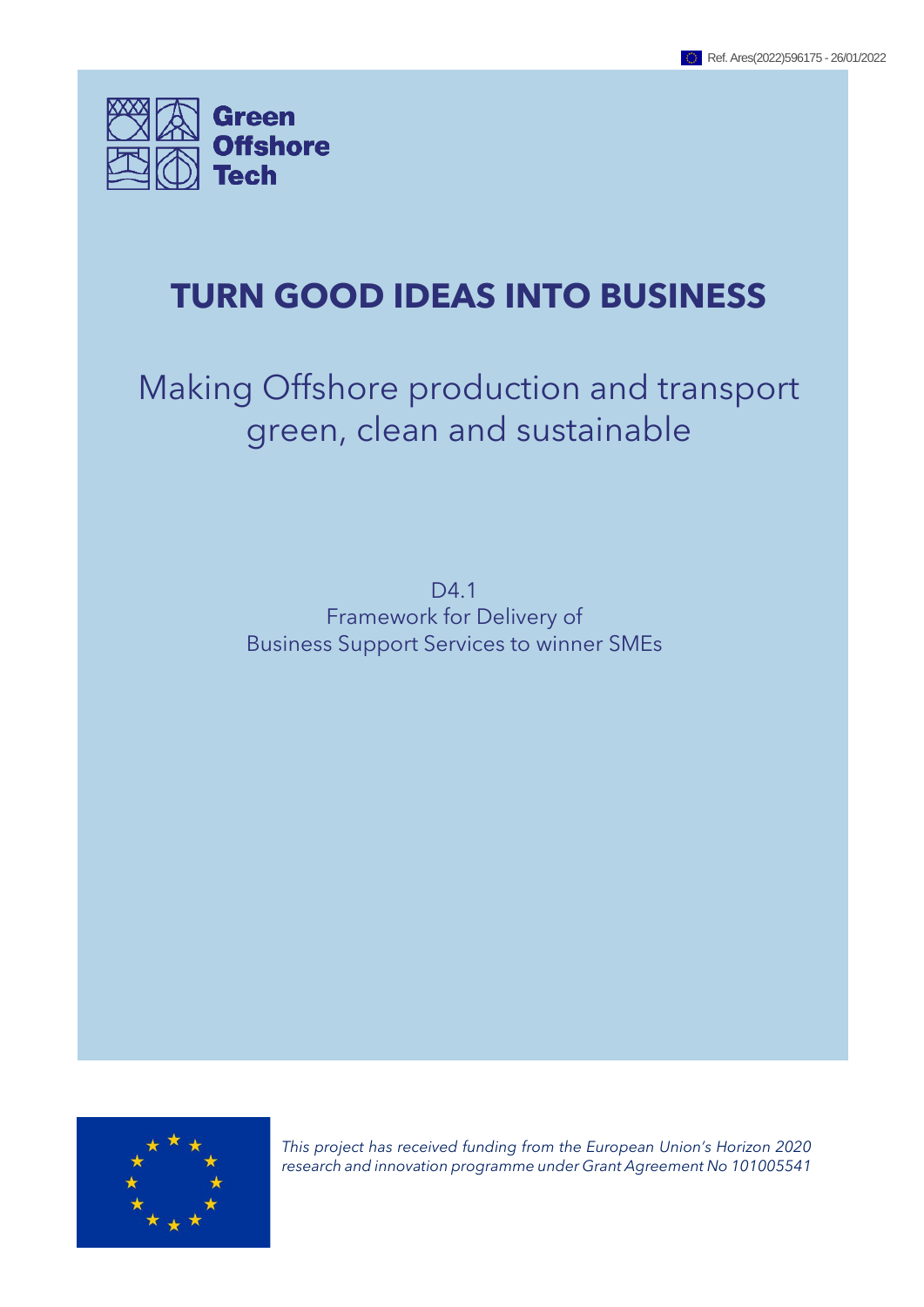Ref. Ares(2022)596175 - 26/01/2022

Green Offshore Tech

# TURN GOOD IDEAS INTO BUSINESS

## Making Offshore production and transport green, clean and sustainable

D4.1
Framework for Delivery of
Business Support Services to winner SMEs

*This project has received funding from the European Union's Horizon 2020 research and innovation programme under Grant Agreement No 101005541*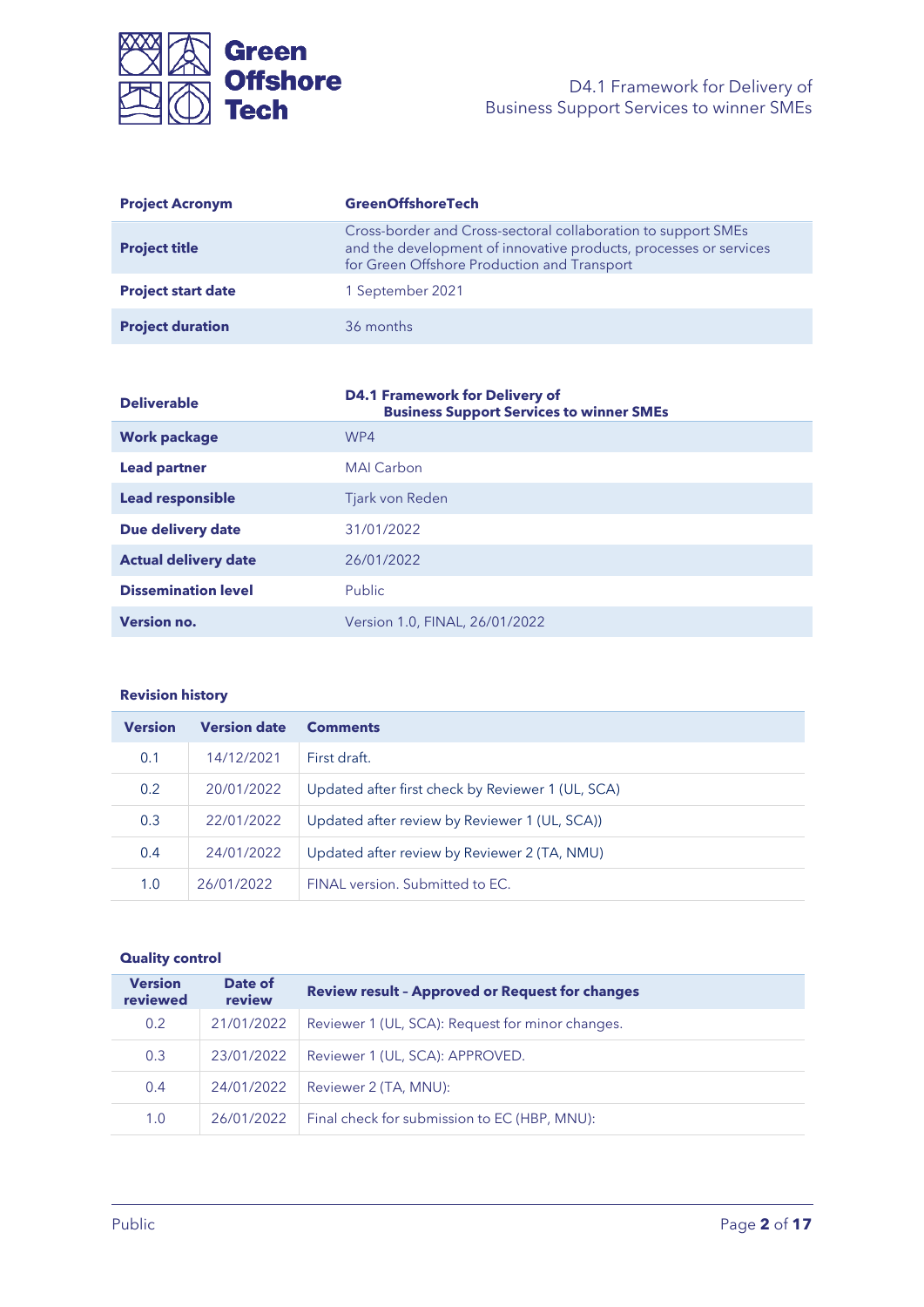| **Project Acronym** | **GreenOffshoreTech** |
| --- | --- |
| **Project title** | Cross-border and Cross-sectoral collaboration to support SMEs and the development of innovative products, processes or services for Green Offshore Production and Transport |
| **Project start date** | 1 September 2021 |
| **Project duration** | 36 months |

| **Deliverable** | **D4.1 Framework for Delivery of Business Support Services to winner SMEs** |
| --- | --- |
| **Work package** | WP4 |
| **Lead partner** | MAI Carbon |
| **Lead responsible** | Tjark von Reden |
| **Due delivery date** | 31/01/2022 |
| **Actual delivery date** | 26/01/2022 |
| **Dissemination level** | Public |
| **Version no.** | Version 1.0, FINAL, 26/01/2022 |

**Revision history**

| Version | Version date | Comments |
| --- | --- | --- |
| 0.1 | 14/12/2021 | First draft. |
| 0.2 | 20/01/2022 | Updated after first check by Reviewer 1 (UL, SCA) |
| 0.3 | 22/01/2022 | Updated after review by Reviewer 1 (UL, SCA)) |
| 0.4 | 24/01/2022 | Updated after review by Reviewer 2 (TA, NMU) |
| 1.0 | 26/01/2022 | FINAL version. Submitted to EC. |

**Quality control**

| Version reviewed | Date of review | Review result – Approved or Request for changes |
| --- | --- | --- |
| 0.2 | 21/01/2022 | Reviewer 1 (UL, SCA): Request for minor changes. |
| 0.3 | 23/01/2022 | Reviewer 1 (UL, SCA): APPROVED. |
| 0.4 | 24/01/2022 | Reviewer 2 (TA, MNU): |
| 1.0 | 26/01/2022 | Final check for submission to EC (HBP, MNU): |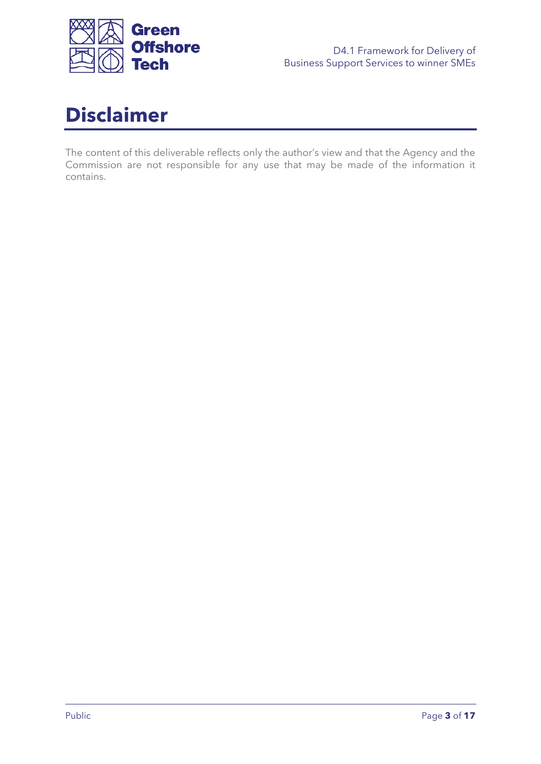# Disclaimer

The content of this deliverable reflects only the author's view and that the Agency and the Commission are not responsible for any use that may be made of the information it contains.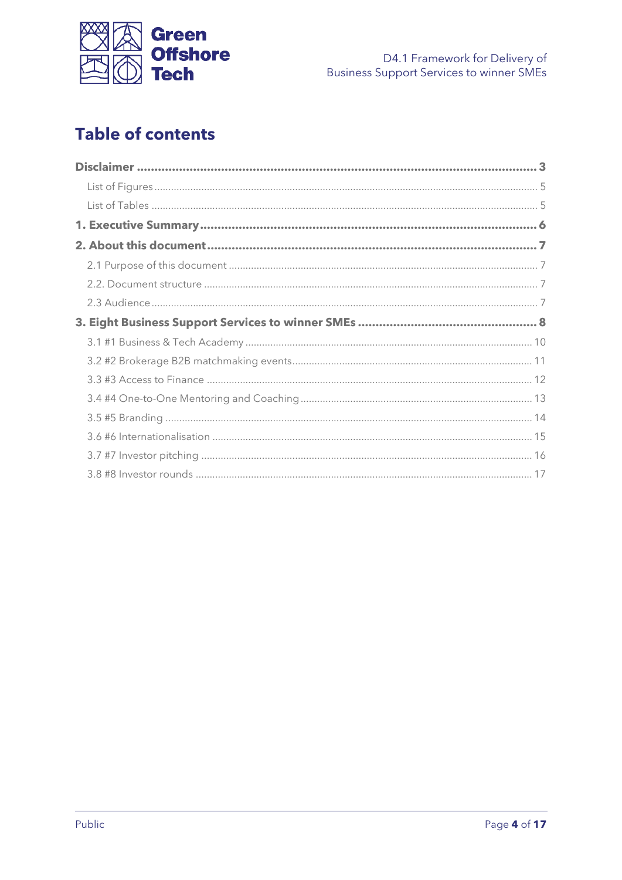# Table of contents

**Disclaimer** ..... **3**

- List of Figures ..... 5
- List of Tables ..... 5

**1. Executive Summary** ..... **6**

**2. About this document** ..... **7**

- 2.1 Purpose of this document ..... 7
- 2.2. Document structure ..... 7
- 2.3 Audience ..... 7

**3. Eight Business Support Services to winner SMEs** ..... **8**

- 3.1 #1 Business & Tech Academy ..... 10
- 3.2 #2 Brokerage B2B matchmaking events ..... 11
- 3.3 #3 Access to Finance ..... 12
- 3.4 #4 One-to-One Mentoring and Coaching ..... 13
- 3.5 #5 Branding ..... 14
- 3.6 #6 Internationalisation ..... 15
- 3.7 #7 Investor pitching ..... 16
- 3.8 #8 Investor rounds ..... 17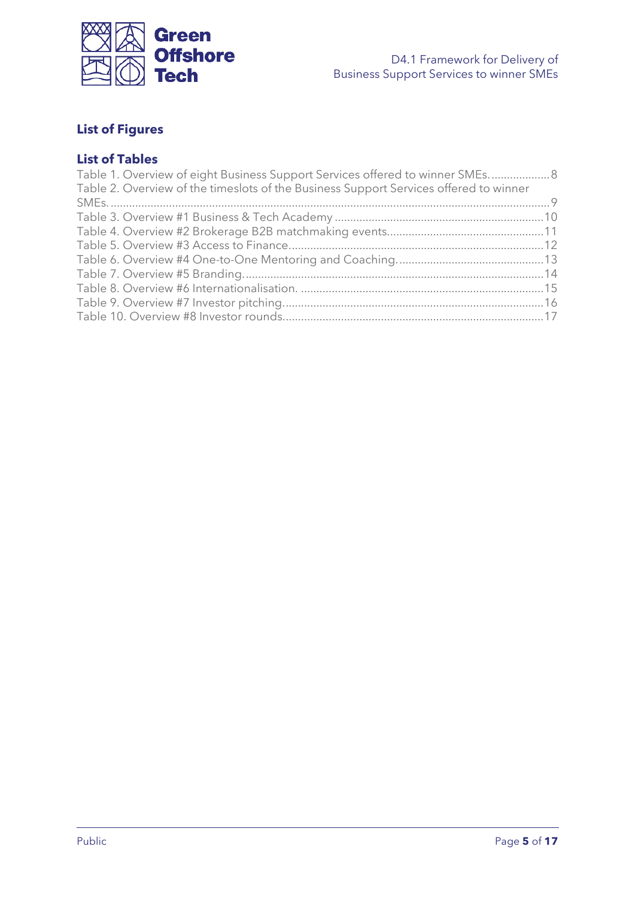## List of Figures

## List of Tables

Table 1. Overview of eight Business Support Services offered to winner SMEs. .................. 8
Table 2. Overview of the timeslots of the Business Support Services offered to winner SMEs. .................................................................................................................. 9
Table 3. Overview #1 Business & Tech Academy ................................................................ 10
Table 4. Overview #2 Brokerage B2B matchmaking events.................................................. 11
Table 5. Overview #3 Access to Finance.............................................................................. 12
Table 6. Overview #4 One-to-One Mentoring and Coaching. .............................................. 13
Table 7. Overview #5 Branding. ............................................................................................ 14
Table 8. Overview #6 Internationalisation. .......................................................................... 15
Table 9. Overview #7 Investor pitching................................................................................. 16
Table 10. Overview #8 Investor rounds................................................................................ 17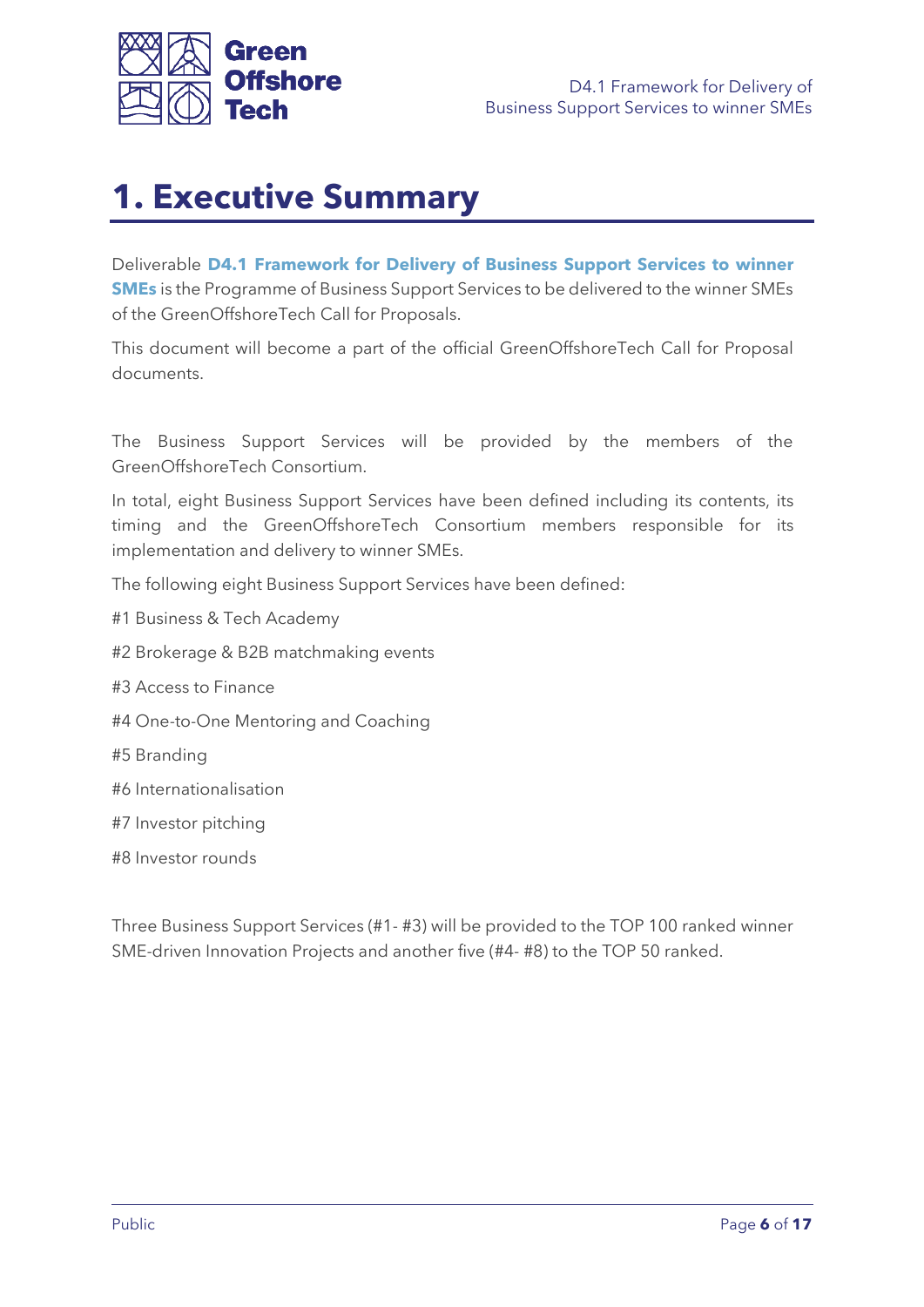# 1. Executive Summary

Deliverable **D4.1 Framework for Delivery of Business Support Services to winner SMEs** is the Programme of Business Support Services to be delivered to the winner SMEs of the GreenOffshoreTech Call for Proposals.

This document will become a part of the official GreenOffshoreTech Call for Proposal documents.

The Business Support Services will be provided by the members of the GreenOffshoreTech Consortium.

In total, eight Business Support Services have been defined including its contents, its timing and the GreenOffshoreTech Consortium members responsible for its implementation and delivery to winner SMEs.

The following eight Business Support Services have been defined:

#1 Business & Tech Academy

#2 Brokerage & B2B matchmaking events

#3 Access to Finance

#4 One-to-One Mentoring and Coaching

#5 Branding

#6 Internationalisation

#7 Investor pitching

#8 Investor rounds

Three Business Support Services (#1- #3) will be provided to the TOP 100 ranked winner SME-driven Innovation Projects and another five (#4- #8) to the TOP 50 ranked.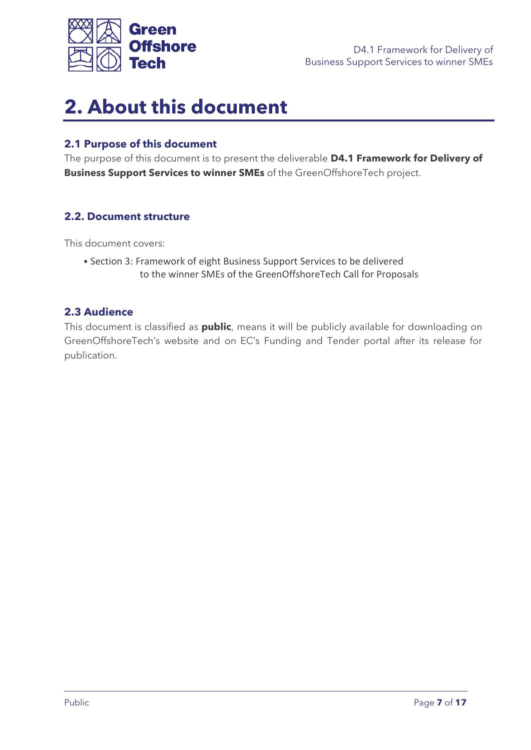# 2. About this document

## 2.1 Purpose of this document

The purpose of this document is to present the deliverable **D4.1 Framework for Delivery of Business Support Services to winner SMEs** of the GreenOffshoreTech project.

## 2.2. Document structure

This document covers:

- Section 3: Framework of eight Business Support Services to be delivered to the winner SMEs of the GreenOffshoreTech Call for Proposals

## 2.3 Audience

This document is classified as **public**, means it will be publicly available for downloading on GreenOffshoreTech's website and on EC's Funding and Tender portal after its release for publication.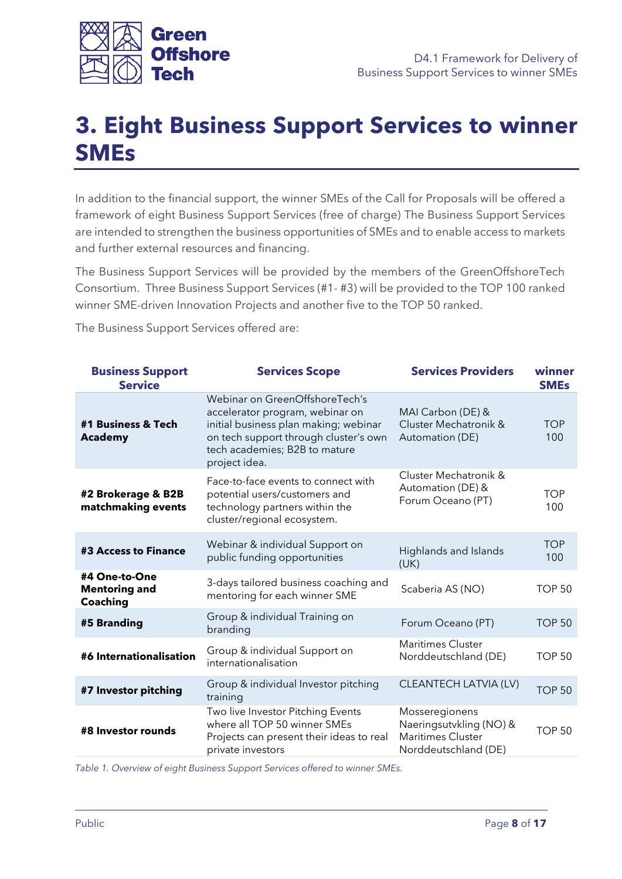# 3. Eight Business Support Services to winner SMEs

In addition to the financial support, the winner SMEs of the Call for Proposals will be offered a framework of eight Business Support Services (free of charge) The Business Support Services are intended to strengthen the business opportunities of SMEs and to enable access to markets and further external resources and financing.

The Business Support Services will be provided by the members of the GreenOffshoreTech Consortium. Three Business Support Services (#1- #3) will be provided to the TOP 100 ranked winner SME-driven Innovation Projects and another five to the TOP 50 ranked.

The Business Support Services offered are:

| Business Support Service | Services Scope | Services Providers | winner SMEs |
|---|---|---|---|
| **#1 Business & Tech Academy** | Webinar on GreenOffshoreTech's accelerator program, webinar on initial business plan making; webinar on tech support through cluster's own tech academies; B2B to mature project idea. | MAI Carbon (DE) & Cluster Mechatronik & Automation (DE) | TOP 100 |
| **#2 Brokerage & B2B matchmaking events** | Face-to-face events to connect with potential users/customers and technology partners within the cluster/regional ecosystem. | Cluster Mechatronik & Automation (DE) & Forum Oceano (PT) | TOP 100 |
| **#3 Access to Finance** | Webinar & individual Support on public funding opportunities | Highlands and Islands (UK) | TOP 100 |
| **#4 One-to-One Mentoring and Coaching** | 3-days tailored business coaching and mentoring for each winner SME | Scaberia AS (NO) | TOP 50 |
| **#5 Branding** | Group & individual Training on branding | Forum Oceano (PT) | TOP 50 |
| **#6 Internationalisation** | Group & individual Support on internationalisation | Maritimes Cluster Norddeutschland (DE) | TOP 50 |
| **#7 Investor pitching** | Group & individual Investor pitching training | CLEANTECH LATVIA (LV) | TOP 50 |
| **#8 Investor rounds** | Two live Investor Pitching Events where all TOP 50 winner SMEs Projects can present their ideas to real private investors | Mosseregionens Naeringsutvkling (NO) & Maritimes Cluster Norddeutschland (DE) | TOP 50 |

*Table 1. Overview of eight Business Support Services offered to winner SMEs.*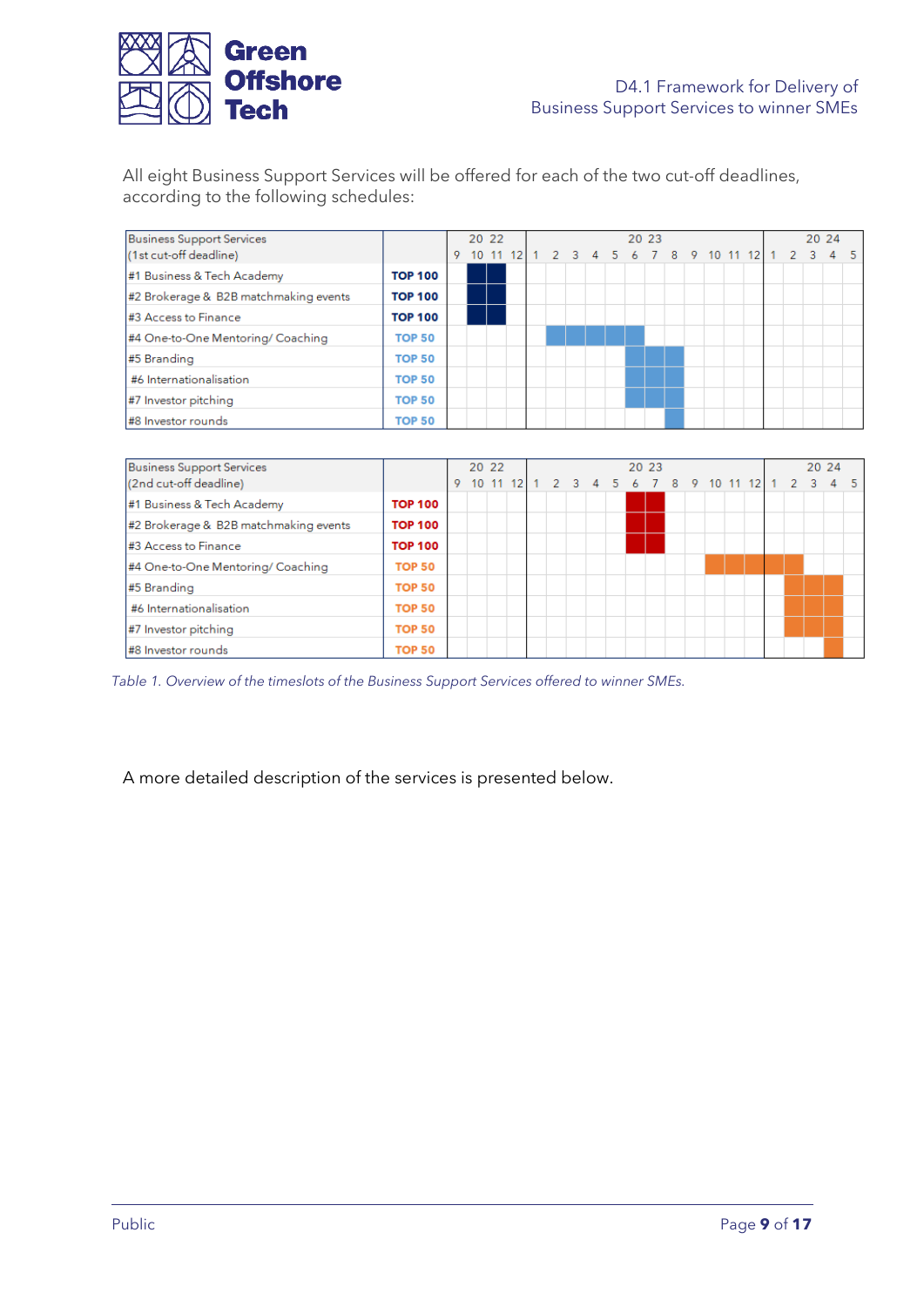All eight Business Support Services will be offered for each of the two cut-off deadlines, according to the following schedules:

| Business Support Services (1st cut-off deadline) | | 2022 | | | | 2023 | | | | | | | | | | | | 2024 | | | | |
|---|---|---|---|---|---|---|---|---|---|---|---|---|---|---|---|---|---|---|---|---|---|---|
| | | 9 | 10 | 11 | 12 | 1 | 2 | 3 | 4 | 5 | 6 | 7 | 8 | 9 | 10 | 11 | 12 | 1 | 2 | 3 | 4 | 5 |
| #1 Business & Tech Academy | **TOP 100** | | ■ | ■ | | | | | | | | | | | | | | | | | | |
| #2 Brokerage & B2B matchmaking events | **TOP 100** | | ■ | ■ | | | | | | | | | | | | | | | | | | |
| #3 Access to Finance | **TOP 100** | | ■ | ■ | | | | | | | | | | | | | | | | | | |
| #4 One-to-One Mentoring/ Coaching | **TOP 50** | | | | | | ■ | ■ | ■ | ■ | ■ | | | | | | | | | | | |
| #5 Branding | **TOP 50** | | | | | | | | | | ■ | ■ | ■ | | | | | | | | | |
| #6 Internationalisation | **TOP 50** | | | | | | | | | | ■ | ■ | ■ | | | | | | | | | |
| #7 Investor pitching | **TOP 50** | | | | | | | | | | ■ | ■ | ■ | | | | | | | | | |
| #8 Investor rounds | **TOP 50** | | | | | | | | | | | | ■ | | | | | | | | | |

| Business Support Services (2nd cut-off deadline) | | 2022 | | | | 2023 | | | | | | | | | | | | 2024 | | | | |
|---|---|---|---|---|---|---|---|---|---|---|---|---|---|---|---|---|---|---|---|---|---|---|
| | | 9 | 10 | 11 | 12 | 1 | 2 | 3 | 4 | 5 | 6 | 7 | 8 | 9 | 10 | 11 | 12 | 1 | 2 | 3 | 4 | 5 |
| #1 Business & Tech Academy | **TOP 100** | | | | | | | | | | ■ | ■ | | | | | | | | | | |
| #2 Brokerage & B2B matchmaking events | **TOP 100** | | | | | | | | | | ■ | ■ | | | | | | | | | | |
| #3 Access to Finance | **TOP 100** | | | | | | | | | | ■ | ■ | | | | | | | | | | |
| #4 One-to-One Mentoring/ Coaching | **TOP 50** | | | | | | | | | | | | | | ■ | ■ | ■ | ■ | ■ | | | |
| #5 Branding | **TOP 50** | | | | | | | | | | | | | | | | | | ■ | ■ | ■ | |
| #6 Internationalisation | **TOP 50** | | | | | | | | | | | | | | | | | | ■ | ■ | ■ | |
| #7 Investor pitching | **TOP 50** | | | | | | | | | | | | | | | | | | ■ | ■ | ■ | |
| #8 Investor rounds | **TOP 50** | | | | | | | | | | | | | | | | | | | | ■ | |

*Table 1. Overview of the timeslots of the Business Support Services offered to winner SMEs.*

A more detailed description of the services is presented below.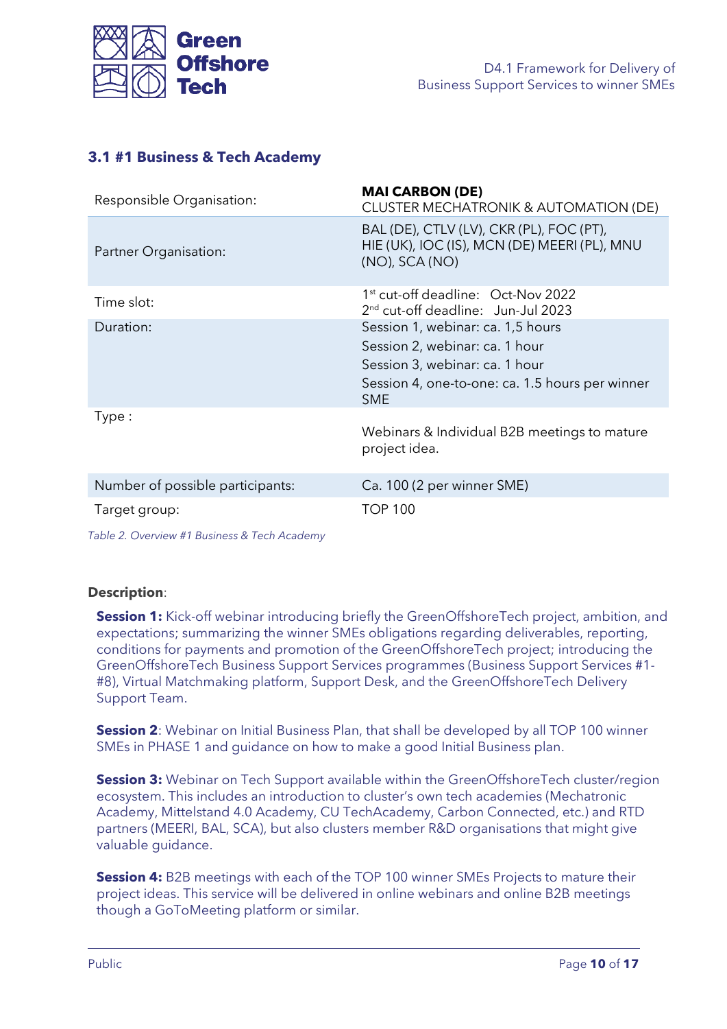### 3.1 #1 Business & Tech Academy

| | |
|---|---|
| Responsible Organisation: | **MAI CARBON (DE)**<br>CLUSTER MECHATRONIK & AUTOMATION (DE) |
| Partner Organisation: | BAL (DE), CTLV (LV), CKR (PL), FOC (PT), HIE (UK), IOC (IS), MCN (DE) MEERI (PL), MNU (NO), SCA (NO) |
| Time slot: | 1st cut-off deadline: Oct-Nov 2022<br>2nd cut-off deadline: Jun-Jul 2023 |
| Duration: | Session 1, webinar: ca. 1,5 hours<br>Session 2, webinar: ca. 1 hour<br>Session 3, webinar: ca. 1 hour<br>Session 4, one-to-one: ca. 1.5 hours per winner SME |
| Type : | Webinars & Individual B2B meetings to mature project idea. |
| Number of possible participants: | Ca. 100 (2 per winner SME) |
| Target group: | TOP 100 |

*Table 2. Overview #1 Business & Tech Academy*

**Description**:

**Session 1:** Kick-off webinar introducing briefly the GreenOffshoreTech project, ambition, and expectations; summarizing the winner SMEs obligations regarding deliverables, reporting, conditions for payments and promotion of the GreenOffshoreTech project; introducing the GreenOffshoreTech Business Support Services programmes (Business Support Services #1-#8), Virtual Matchmaking platform, Support Desk, and the GreenOffshoreTech Delivery Support Team.

**Session 2**: Webinar on Initial Business Plan, that shall be developed by all TOP 100 winner SMEs in PHASE 1 and guidance on how to make a good Initial Business plan.

**Session 3:** Webinar on Tech Support available within the GreenOffshoreTech cluster/region ecosystem. This includes an introduction to cluster's own tech academies (Mechatronic Academy, Mittelstand 4.0 Academy, CU TechAcademy, Carbon Connected, etc.) and RTD partners (MEERI, BAL, SCA), but also clusters member R&D organisations that might give valuable guidance.

**Session 4:** B2B meetings with each of the TOP 100 winner SMEs Projects to mature their project ideas. This service will be delivered in online webinars and online B2B meetings though a GoToMeeting platform or similar.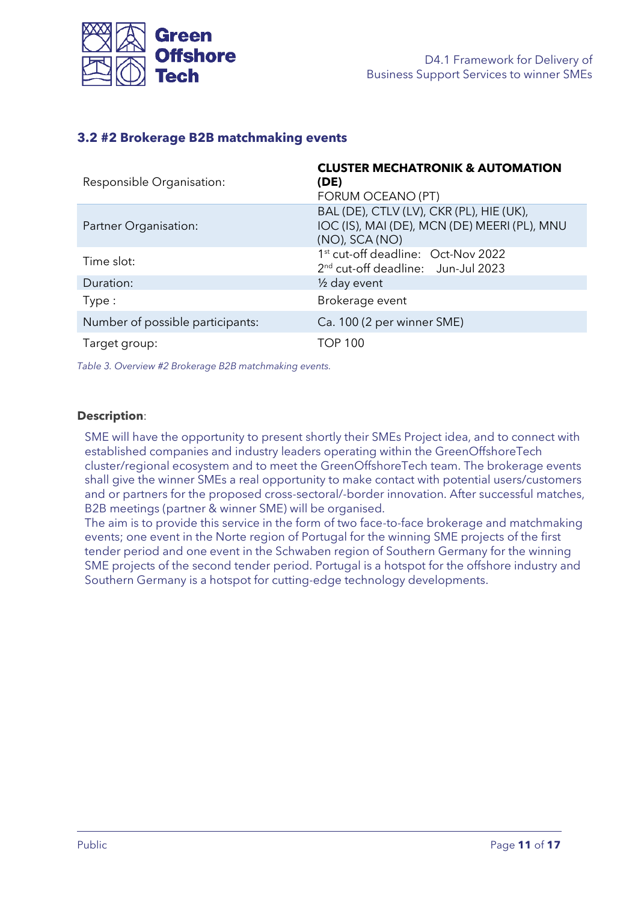### 3.2 #2 Brokerage B2B matchmaking events

| | |
|---|---|
| Responsible Organisation: | **CLUSTER MECHATRONIK & AUTOMATION (DE)**<br>FORUM OCEANO (PT) |
| Partner Organisation: | BAL (DE), CTLV (LV), CKR (PL), HIE (UK), IOC (IS), MAI (DE), MCN (DE) MEERI (PL), MNU (NO), SCA (NO) |
| Time slot: | 1st cut-off deadline: Oct-Nov 2022<br>2nd cut-off deadline: Jun-Jul 2023 |
| Duration: | ½ day event |
| Type : | Brokerage event |
| Number of possible participants: | Ca. 100 (2 per winner SME) |
| Target group: | TOP 100 |

*Table 3. Overview #2 Brokerage B2B matchmaking events.*

**Description**:

SME will have the opportunity to present shortly their SMEs Project idea, and to connect with established companies and industry leaders operating within the GreenOffshoreTech cluster/regional ecosystem and to meet the GreenOffshoreTech team. The brokerage events shall give the winner SMEs a real opportunity to make contact with potential users/customers and or partners for the proposed cross-sectoral/-border innovation. After successful matches, B2B meetings (partner & winner SME) will be organised.

The aim is to provide this service in the form of two face-to-face brokerage and matchmaking events; one event in the Norte region of Portugal for the winning SME projects of the first tender period and one event in the Schwaben region of Southern Germany for the winning SME projects of the second tender period. Portugal is a hotspot for the offshore industry and Southern Germany is a hotspot for cutting-edge technology developments.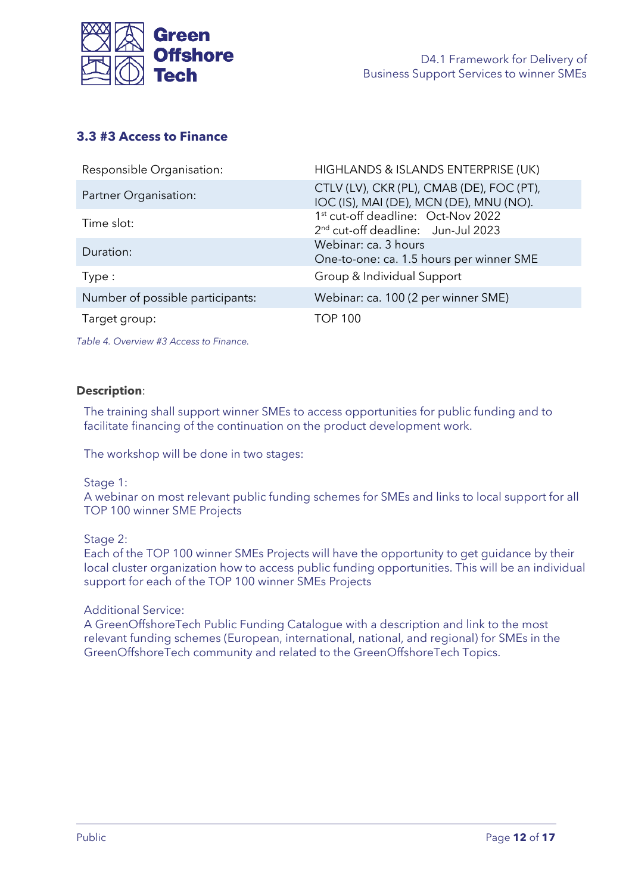### 3.3 #3 Access to Finance

| | |
|---|---|
| Responsible Organisation: | HIGHLANDS & ISLANDS ENTERPRISE (UK) |
| Partner Organisation: | CTLV (LV), CKR (PL), CMAB (DE), FOC (PT), IOC (IS), MAI (DE), MCN (DE), MNU (NO). |
| Time slot: | 1st cut-off deadline: Oct-Nov 2022<br>2nd cut-off deadline: Jun-Jul 2023 |
| Duration: | Webinar: ca. 3 hours<br>One-to-one: ca. 1.5 hours per winner SME |
| Type : | Group & Individual Support |
| Number of possible participants: | Webinar: ca. 100 (2 per winner SME) |
| Target group: | TOP 100 |

*Table 4. Overview #3 Access to Finance.*

**Description**:

The training shall support winner SMEs to access opportunities for public funding and to facilitate financing of the continuation on the product development work.

The workshop will be done in two stages:

Stage 1:
A webinar on most relevant public funding schemes for SMEs and links to local support for all TOP 100 winner SME Projects

Stage 2:
Each of the TOP 100 winner SMEs Projects will have the opportunity to get guidance by their local cluster organization how to access public funding opportunities. This will be an individual support for each of the TOP 100 winner SMEs Projects

Additional Service:
A GreenOffshoreTech Public Funding Catalogue with a description and link to the most relevant funding schemes (European, international, national, and regional) for SMEs in the GreenOffshoreTech community and related to the GreenOffshoreTech Topics.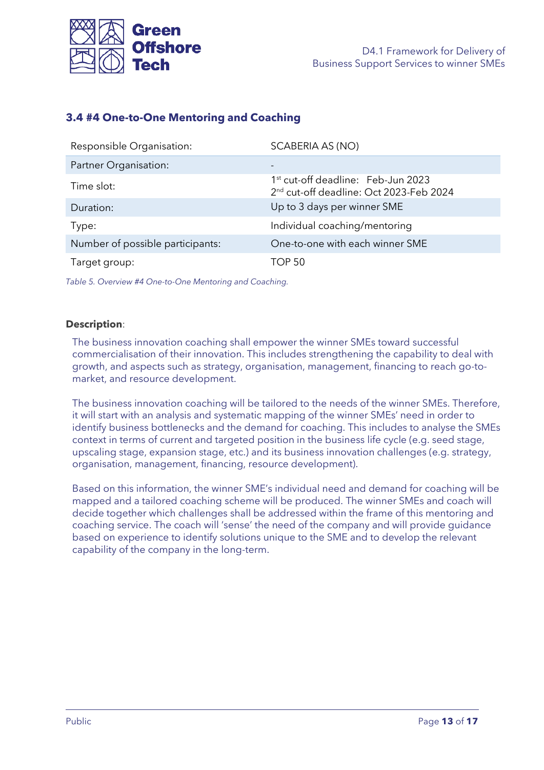### 3.4 #4 One-to-One Mentoring and Coaching

| | |
|---|---|
| Responsible Organisation: | SCABERIA AS (NO) |
| Partner Organisation: | - |
| Time slot: | 1st cut-off deadline: Feb-Jun 2023<br>2nd cut-off deadline: Oct 2023-Feb 2024 |
| Duration: | Up to 3 days per winner SME |
| Type: | Individual coaching/mentoring |
| Number of possible participants: | One-to-one with each winner SME |
| Target group: | TOP 50 |

*Table 5. Overview #4 One-to-One Mentoring and Coaching.*

**Description**:

The business innovation coaching shall empower the winner SMEs toward successful commercialisation of their innovation. This includes strengthening the capability to deal with growth, and aspects such as strategy, organisation, management, financing to reach go-to-market, and resource development.

The business innovation coaching will be tailored to the needs of the winner SMEs. Therefore, it will start with an analysis and systematic mapping of the winner SMEs' need in order to identify business bottlenecks and the demand for coaching. This includes to analyse the SMEs context in terms of current and targeted position in the business life cycle (e.g. seed stage, upscaling stage, expansion stage, etc.) and its business innovation challenges (e.g. strategy, organisation, management, financing, resource development).

Based on this information, the winner SME's individual need and demand for coaching will be mapped and a tailored coaching scheme will be produced. The winner SMEs and coach will decide together which challenges shall be addressed within the frame of this mentoring and coaching service. The coach will 'sense' the need of the company and will provide guidance based on experience to identify solutions unique to the SME and to develop the relevant capability of the company in the long-term.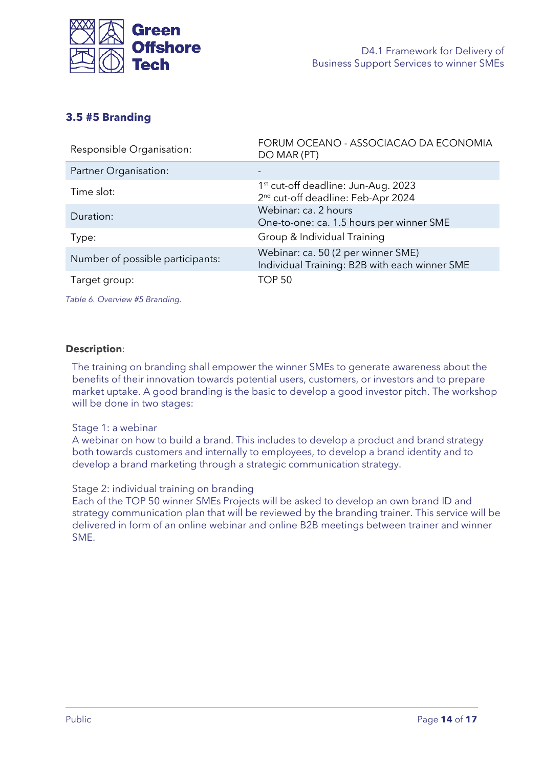### 3.5 #5 Branding

| | |
|---|---|
| Responsible Organisation: | FORUM OCEANO - ASSOCIACAO DA ECONOMIA DO MAR (PT) |
| Partner Organisation: | - |
| Time slot: | 1st cut-off deadline: Jun-Aug. 2023<br>2nd cut-off deadline: Feb-Apr 2024 |
| Duration: | Webinar: ca. 2 hours<br>One-to-one: ca. 1.5 hours per winner SME |
| Type: | Group & Individual Training |
| Number of possible participants: | Webinar: ca. 50 (2 per winner SME)<br>Individual Training: B2B with each winner SME |
| Target group: | TOP 50 |

*Table 6. Overview #5 Branding.*

**Description**:

The training on branding shall empower the winner SMEs to generate awareness about the benefits of their innovation towards potential users, customers, or investors and to prepare market uptake. A good branding is the basic to develop a good investor pitch. The workshop will be done in two stages:

Stage 1: a webinar
A webinar on how to build a brand. This includes to develop a product and brand strategy both towards customers and internally to employees, to develop a brand identity and to develop a brand marketing through a strategic communication strategy.

Stage 2: individual training on branding
Each of the TOP 50 winner SMEs Projects will be asked to develop an own brand ID and strategy communication plan that will be reviewed by the branding trainer. This service will be delivered in form of an online webinar and online B2B meetings between trainer and winner SME.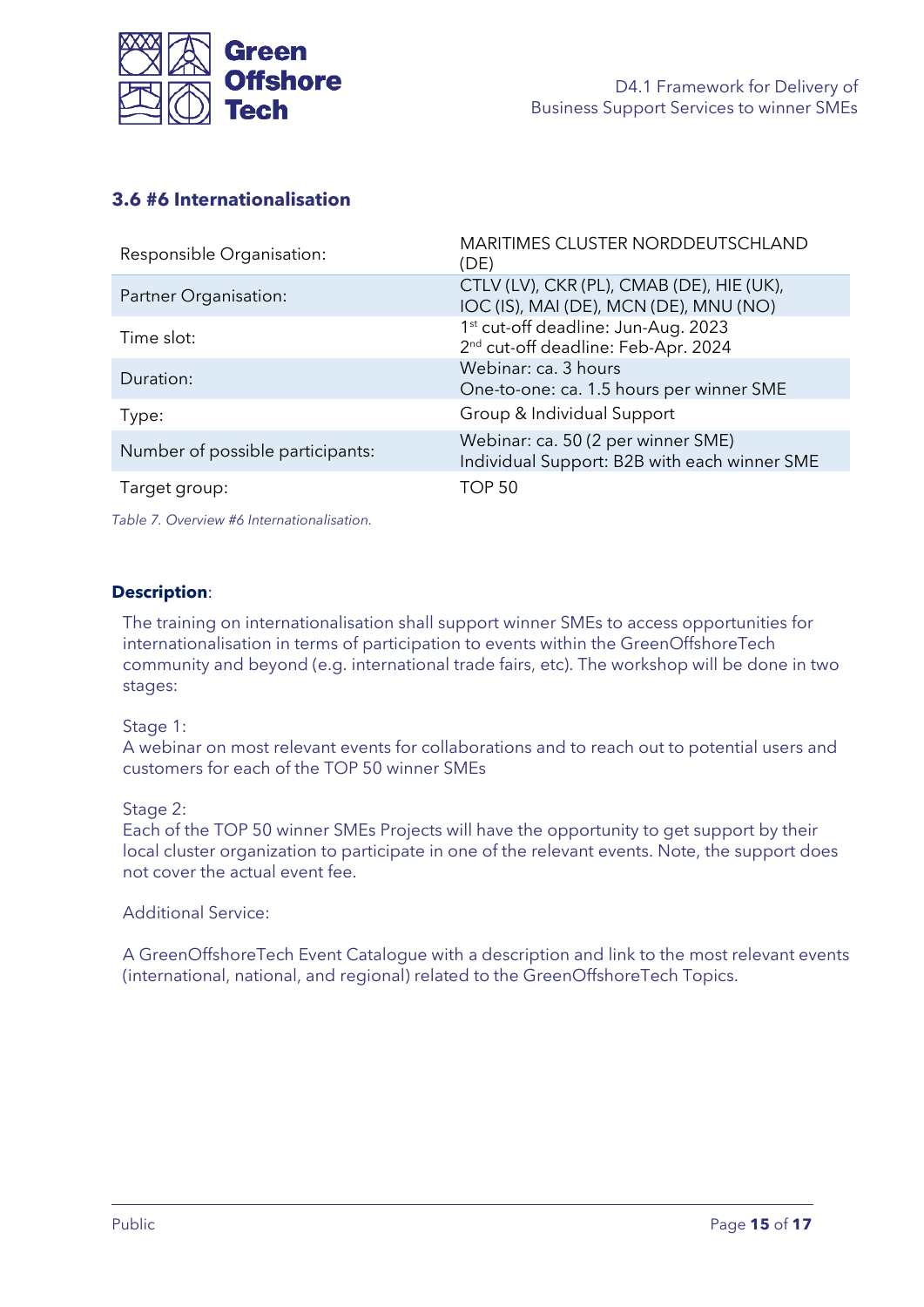### 3.6 #6 Internationalisation

| | |
|---|---|
| Responsible Organisation: | MARITIMES CLUSTER NORDDEUTSCHLAND (DE) |
| Partner Organisation: | CTLV (LV), CKR (PL), CMAB (DE), HIE (UK), IOC (IS), MAI (DE), MCN (DE), MNU (NO) |
| Time slot: | 1st cut-off deadline: Jun-Aug. 2023<br>2nd cut-off deadline: Feb-Apr. 2024 |
| Duration: | Webinar: ca. 3 hours<br>One-to-one: ca. 1.5 hours per winner SME |
| Type: | Group & Individual Support |
| Number of possible participants: | Webinar: ca. 50 (2 per winner SME)<br>Individual Support: B2B with each winner SME |
| Target group: | TOP 50 |

*Table 7. Overview #6 Internationalisation.*

**Description**:

The training on internationalisation shall support winner SMEs to access opportunities for internationalisation in terms of participation to events within the GreenOffshoreTech community and beyond (e.g. international trade fairs, etc). The workshop will be done in two stages:

Stage 1:
A webinar on most relevant events for collaborations and to reach out to potential users and customers for each of the TOP 50 winner SMEs

Stage 2:
Each of the TOP 50 winner SMEs Projects will have the opportunity to get support by their local cluster organization to participate in one of the relevant events. Note, the support does not cover the actual event fee.

Additional Service:

A GreenOffshoreTech Event Catalogue with a description and link to the most relevant events (international, national, and regional) related to the GreenOffshoreTech Topics.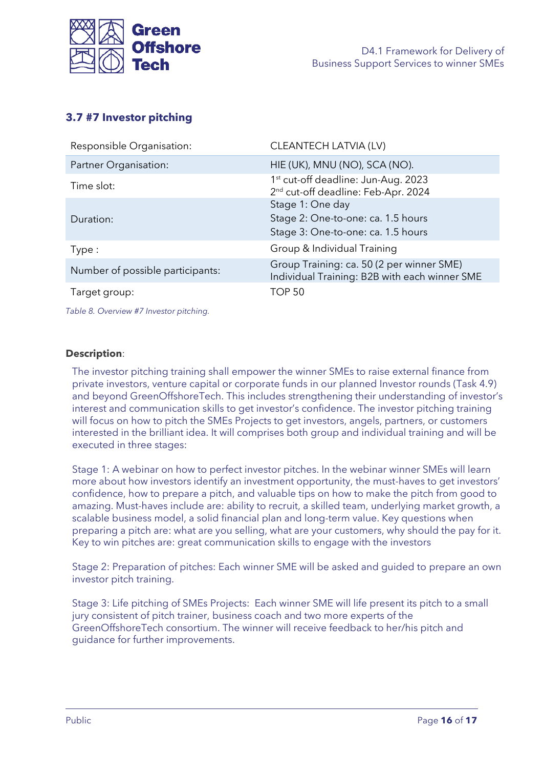### 3.7 #7 Investor pitching

| Responsible Organisation: | CLEANTECH LATVIA (LV) |
|---|---|
| Partner Organisation: | HIE (UK), MNU (NO), SCA (NO). |
| Time slot: | 1st cut-off deadline: Jun-Aug. 2023<br>2nd cut-off deadline: Feb-Apr. 2024 |
| Duration: | Stage 1: One day<br>Stage 2: One-to-one: ca. 1.5 hours<br>Stage 3: One-to-one: ca. 1.5 hours |
| Type : | Group & Individual Training |
| Number of possible participants: | Group Training: ca. 50 (2 per winner SME)<br>Individual Training: B2B with each winner SME |
| Target group: | TOP 50 |

*Table 8. Overview #7 Investor pitching.*

**Description**:

The investor pitching training shall empower the winner SMEs to raise external finance from private investors, venture capital or corporate funds in our planned Investor rounds (Task 4.9) and beyond GreenOffshoreTech. This includes strengthening their understanding of investor's interest and communication skills to get investor's confidence. The investor pitching training will focus on how to pitch the SMEs Projects to get investors, angels, partners, or customers interested in the brilliant idea. It will comprises both group and individual training and will be executed in three stages:

Stage 1: A webinar on how to perfect investor pitches. In the webinar winner SMEs will learn more about how investors identify an investment opportunity, the must-haves to get investors' confidence, how to prepare a pitch, and valuable tips on how to make the pitch from good to amazing. Must-haves include are: ability to recruit, a skilled team, underlying market growth, a scalable business model, a solid financial plan and long-term value. Key questions when preparing a pitch are: what are you selling, what are your customers, why should the pay for it. Key to win pitches are: great communication skills to engage with the investors

Stage 2: Preparation of pitches: Each winner SME will be asked and guided to prepare an own investor pitch training.

Stage 3: Life pitching of SMEs Projects: Each winner SME will life present its pitch to a small jury consistent of pitch trainer, business coach and two more experts of the GreenOffshoreTech consortium. The winner will receive feedback to her/his pitch and guidance for further improvements.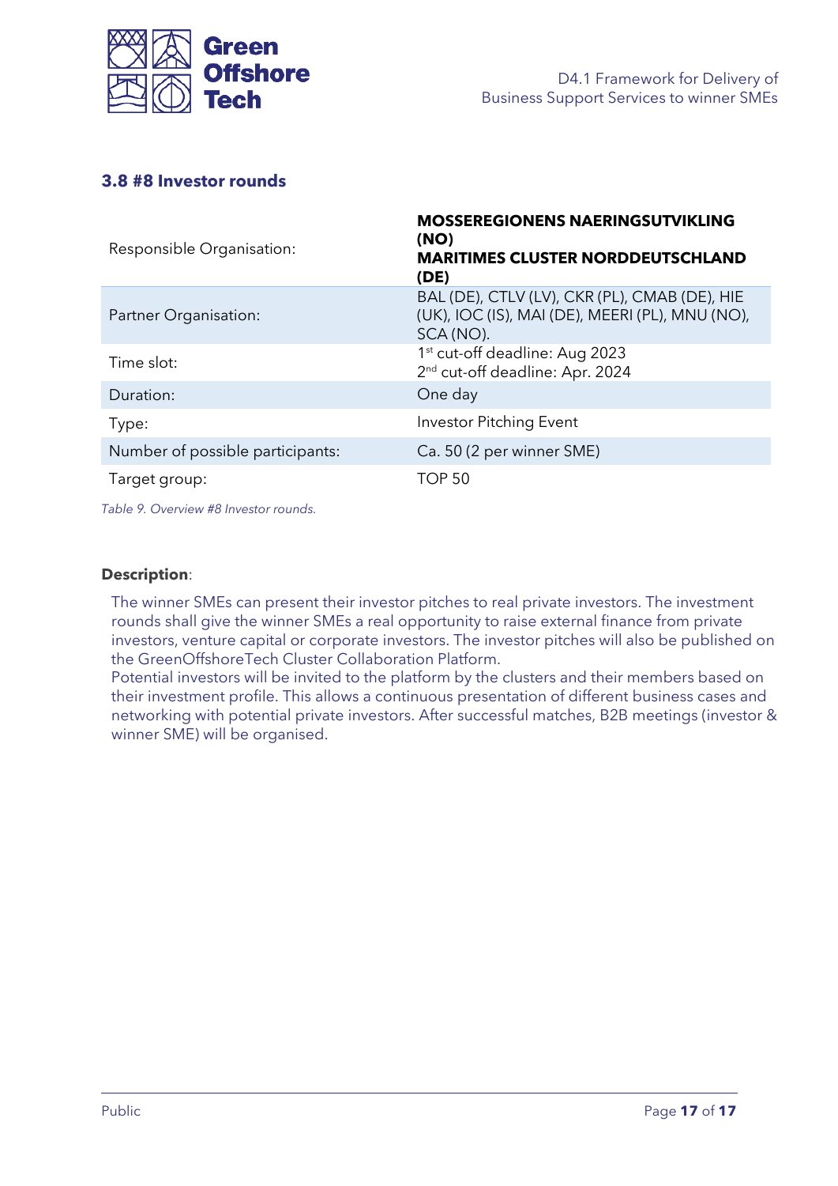### 3.8 #8 Investor rounds

| | |
|---|---|
| Responsible Organisation: | **MOSSEREGIONENS NAERINGSUTVIKLING (NO)**<br>**MARITIMES CLUSTER NORDDEUTSCHLAND (DE)** |
| Partner Organisation: | BAL (DE), CTLV (LV), CKR (PL), CMAB (DE), HIE (UK), IOC (IS), MAI (DE), MEERI (PL), MNU (NO), SCA (NO). |
| Time slot: | 1st cut-off deadline: Aug 2023<br>2nd cut-off deadline: Apr. 2024 |
| Duration: | One day |
| Type: | Investor Pitching Event |
| Number of possible participants: | Ca. 50 (2 per winner SME) |
| Target group: | TOP 50 |

*Table 9. Overview #8 Investor rounds.*

**Description**:

The winner SMEs can present their investor pitches to real private investors. The investment rounds shall give the winner SMEs a real opportunity to raise external finance from private investors, venture capital or corporate investors. The investor pitches will also be published on the GreenOffshoreTech Cluster Collaboration Platform.
Potential investors will be invited to the platform by the clusters and their members based on their investment profile. This allows a continuous presentation of different business cases and networking with potential private investors. After successful matches, B2B meetings (investor & winner SME) will be organised.